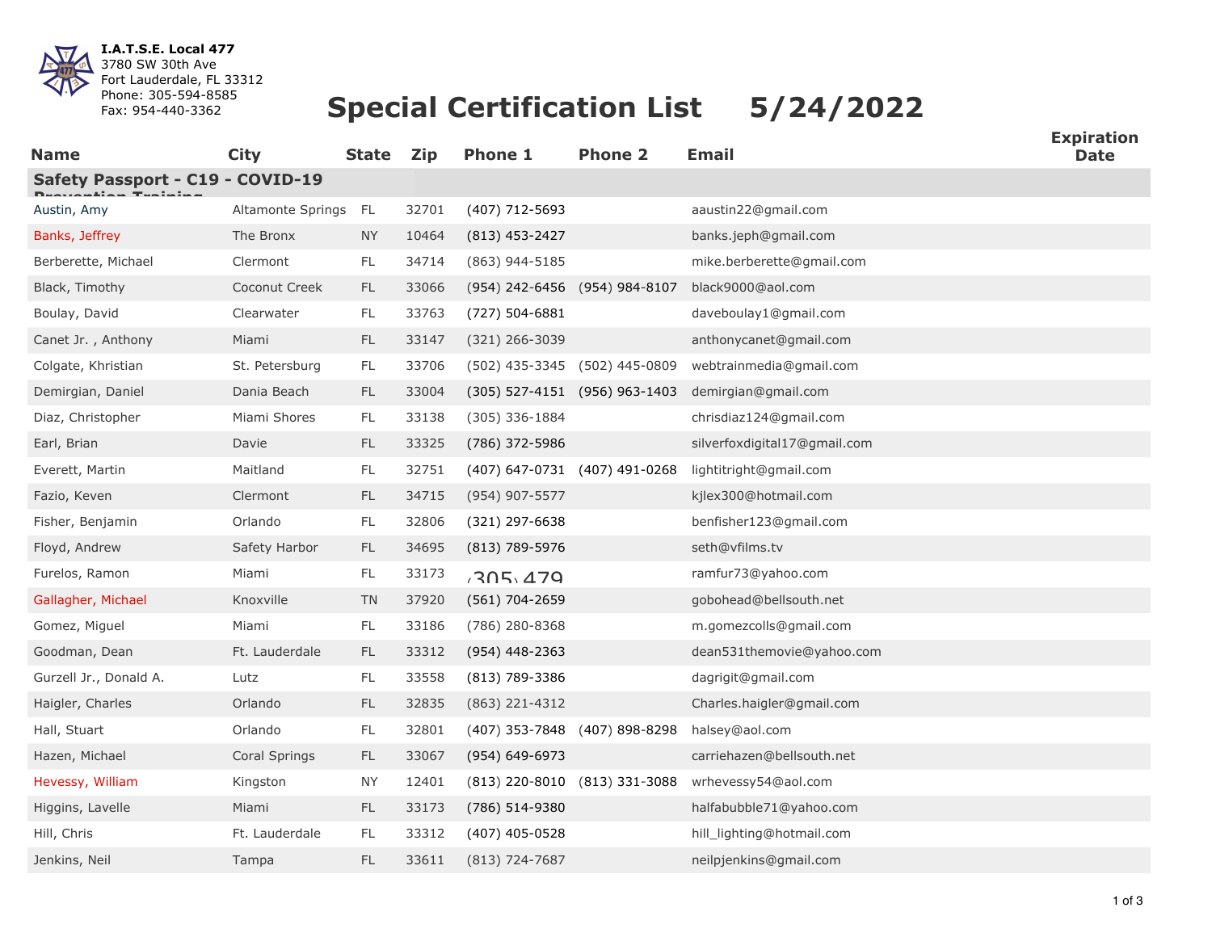**I.A.T.S.E. Local 477**
3780 SW 30th Ave
Fort Lauderdale, FL 33312
Phone: 305-594-8585
Fax: 954-440-3362

# Special Certification List 5/24/2022

| Name | City | State | Zip | Phone 1 | Phone 2 | Email | Expiration Date |
|---|---|---|---|---|---|---|---|
| **Safety Passport - C19 - COVID-19 Prevention Training** | | | | | | | |
| Austin, Amy | Altamonte Springs | FL | 32701 | (407) 712-5693 | | aaustin22@gmail.com | |
| Banks, Jeffrey | The Bronx | NY | 10464 | (813) 453-2427 | | banks.jeph@gmail.com | |
| Berberette, Michael | Clermont | FL | 34714 | (863) 944-5185 | | mike.berberette@gmail.com | |
| Black, Timothy | Coconut Creek | FL | 33066 | (954) 242-6456 | (954) 984-8107 | black9000@aol.com | |
| Boulay, David | Clearwater | FL | 33763 | (727) 504-6881 | | daveboulay1@gmail.com | |
| Canet Jr. , Anthony | Miami | FL | 33147 | (321) 266-3039 | | anthonycanet@gmail.com | |
| Colgate, Khristian | St. Petersburg | FL | 33706 | (502) 435-3345 | (502) 445-0809 | webtrainmedia@gmail.com | |
| Demirgian, Daniel | Dania Beach | FL | 33004 | (305) 527-4151 | (956) 963-1403 | demirgian@gmail.com | |
| Diaz, Christopher | Miami Shores | FL | 33138 | (305) 336-1884 | | chrisdiaz124@gmail.com | |
| Earl, Brian | Davie | FL | 33325 | (786) 372-5986 | | silverfoxdigital17@gmail.com | |
| Everett, Martin | Maitland | FL | 32751 | (407) 647-0731 | (407) 491-0268 | lightitright@gmail.com | |
| Fazio, Keven | Clermont | FL | 34715 | (954) 907-5577 | | kjlex300@hotmail.com | |
| Fisher, Benjamin | Orlando | FL | 32806 | (321) 297-6638 | | benfisher123@gmail.com | |
| Floyd, Andrew | Safety Harbor | FL | 34695 | (813) 789-5976 | | seth@vfilms.tv | |
| Furelos, Ramon | Miami | FL | 33173 | (305) 479 | | ramfur73@yahoo.com | |
| Gallagher, Michael | Knoxville | TN | 37920 | (561) 704-2659 | | gobohead@bellsouth.net | |
| Gomez, Miguel | Miami | FL | 33186 | (786) 280-8368 | | m.gomezcolls@gmail.com | |
| Goodman, Dean | Ft. Lauderdale | FL | 33312 | (954) 448-2363 | | dean531themovie@yahoo.com | |
| Gurzell Jr., Donald A. | Lutz | FL | 33558 | (813) 789-3386 | | dagrigit@gmail.com | |
| Haigler, Charles | Orlando | FL | 32835 | (863) 221-4312 | | Charles.haigler@gmail.com | |
| Hall, Stuart | Orlando | FL | 32801 | (407) 353-7848 | (407) 898-8298 | halsey@aol.com | |
| Hazen, Michael | Coral Springs | FL | 33067 | (954) 649-6973 | | carriehazen@bellsouth.net | |
| Hevessy, William | Kingston | NY | 12401 | (813) 220-8010 | (813) 331-3088 | wrhevessy54@aol.com | |
| Higgins, Lavelle | Miami | FL | 33173 | (786) 514-9380 | | halfabubble71@yahoo.com | |
| Hill, Chris | Ft. Lauderdale | FL | 33312 | (407) 405-0528 | | hill_lighting@hotmail.com | |
| Jenkins, Neil | Tampa | FL | 33611 | (813) 724-7687 | | neilpjenkins@gmail.com | |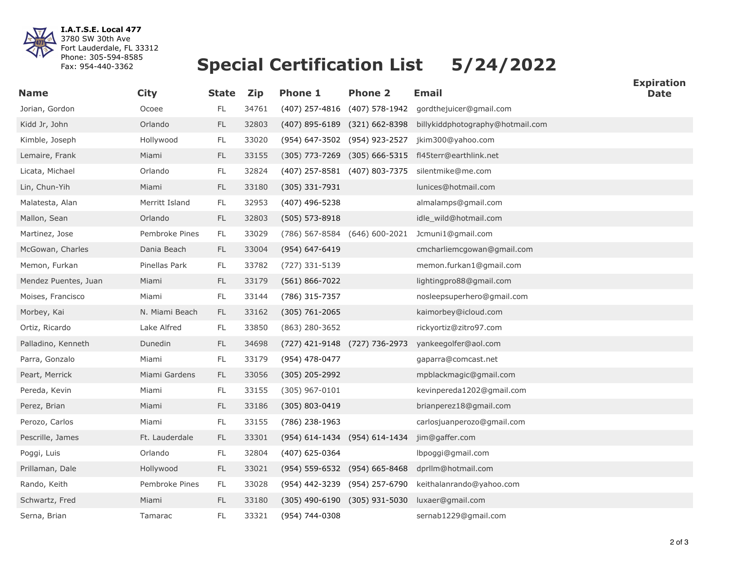**I.A.T.S.E. Local 477**
3780 SW 30th Ave
Fort Lauderdale, FL 33312
Phone: 305-594-8585
Fax: 954-440-3362

# Special Certification List 5/24/2022

| Name | City | State | Zip | Phone 1 | Phone 2 | Email | Expiration Date |
|---|---|---|---|---|---|---|---|
| Jorian, Gordon | Ocoee | FL | 34761 | (407) 257-4816 | (407) 578-1942 | gordthejuicer@gmail.com | |
| Kidd Jr, John | Orlando | FL | 32803 | (407) 895-6189 | (321) 662-8398 | billykiddphotography@hotmail.com | |
| Kimble, Joseph | Hollywood | FL | 33020 | (954) 647-3502 | (954) 923-2527 | jkim300@yahoo.com | |
| Lemaire, Frank | Miami | FL | 33155 | (305) 773-7269 | (305) 666-5315 | fl45terr@earthlink.net | |
| Licata, Michael | Orlando | FL | 32824 | (407) 257-8581 | (407) 803-7375 | silentmike@me.com | |
| Lin, Chun-Yih | Miami | FL | 33180 | (305) 331-7931 | | lunices@hotmail.com | |
| Malatesta, Alan | Merritt Island | FL | 32953 | (407) 496-5238 | | almalamps@gmail.com | |
| Mallon, Sean | Orlando | FL | 32803 | (505) 573-8918 | | idle_wild@hotmail.com | |
| Martinez, Jose | Pembroke Pines | FL | 33029 | (786) 567-8584 | (646) 600-2021 | Jcmuni1@gmail.com | |
| McGowan, Charles | Dania Beach | FL | 33004 | (954) 647-6419 | | cmcharliemcgowan@gmail.com | |
| Memon, Furkan | Pinellas Park | FL | 33782 | (727) 331-5139 | | memon.furkan1@gmail.com | |
| Mendez Puentes, Juan | Miami | FL | 33179 | (561) 866-7022 | | lightingpro88@gmail.com | |
| Moises, Francisco | Miami | FL | 33144 | (786) 315-7357 | | nosleepsuperhero@gmail.com | |
| Morbey, Kai | N. Miami Beach | FL | 33162 | (305) 761-2065 | | kaimorbey@icloud.com | |
| Ortiz, Ricardo | Lake Alfred | FL | 33850 | (863) 280-3652 | | rickyortiz@zitro97.com | |
| Palladino, Kenneth | Dunedin | FL | 34698 | (727) 421-9148 | (727) 736-2973 | yankeegolfer@aol.com | |
| Parra, Gonzalo | Miami | FL | 33179 | (954) 478-0477 | | gaparra@comcast.net | |
| Peart, Merrick | Miami Gardens | FL | 33056 | (305) 205-2992 | | mpblackmagic@gmail.com | |
| Pereda, Kevin | Miami | FL | 33155 | (305) 967-0101 | | kevinpereda1202@gmail.com | |
| Perez, Brian | Miami | FL | 33186 | (305) 803-0419 | | brianperez18@gmail.com | |
| Perozo, Carlos | Miami | FL | 33155 | (786) 238-1963 | | carlosjuanperozo@gmail.com | |
| Pescrille, James | Ft. Lauderdale | FL | 33301 | (954) 614-1434 | (954) 614-1434 | jim@gaffer.com | |
| Poggi, Luis | Orlando | FL | 32804 | (407) 625-0364 | | lbpoggi@gmail.com | |
| Prillaman, Dale | Hollywood | FL | 33021 | (954) 559-6532 | (954) 665-8468 | dprllm@hotmail.com | |
| Rando, Keith | Pembroke Pines | FL | 33028 | (954) 442-3239 | (954) 257-6790 | keithalanrando@yahoo.com | |
| Schwartz, Fred | Miami | FL | 33180 | (305) 490-6190 | (305) 931-5030 | luxaer@gmail.com | |
| Serna, Brian | Tamarac | FL | 33321 | (954) 744-0308 | | sernab1229@gmail.com | |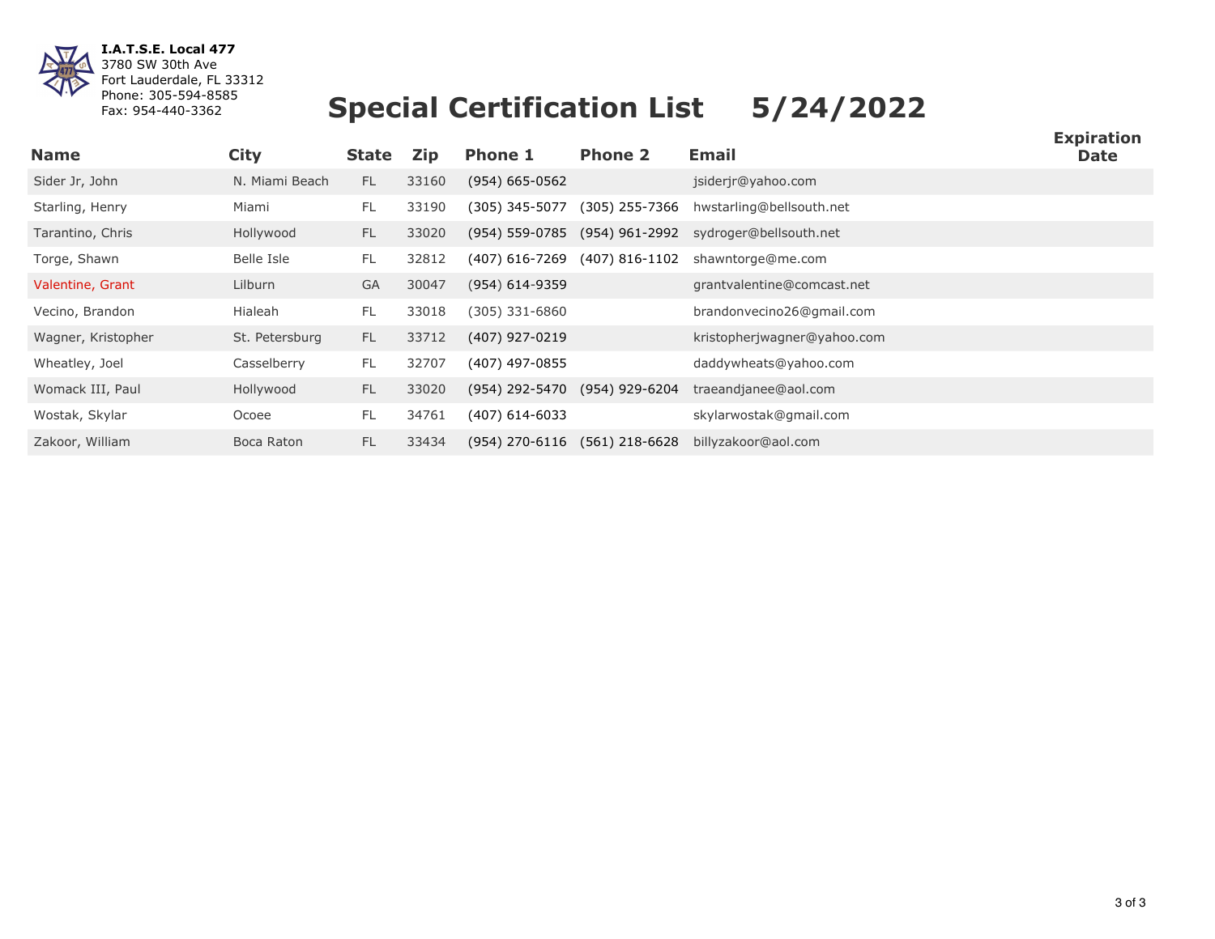**I.A.T.S.E. Local 477**
3780 SW 30th Ave
Fort Lauderdale, FL 33312
Phone: 305-594-8585
Fax: 954-440-3362

# Special Certification List 5/24/2022

| Name | City | State | Zip | Phone 1 | Phone 2 | Email | Expiration Date |
|---|---|---|---|---|---|---|---|
| Sider Jr, John | N. Miami Beach | FL | 33160 | (954) 665-0562 | | jsiderjr@yahoo.com | |
| Starling, Henry | Miami | FL | 33190 | (305) 345-5077 | (305) 255-7366 | hwstarling@bellsouth.net | |
| Tarantino, Chris | Hollywood | FL | 33020 | (954) 559-0785 | (954) 961-2992 | sydroger@bellsouth.net | |
| Torge, Shawn | Belle Isle | FL | 32812 | (407) 616-7269 | (407) 816-1102 | shawntorge@me.com | |
| Valentine, Grant | Lilburn | GA | 30047 | (954) 614-9359 | | grantvalentine@comcast.net | |
| Vecino, Brandon | Hialeah | FL | 33018 | (305) 331-6860 | | brandonvecino26@gmail.com | |
| Wagner, Kristopher | St. Petersburg | FL | 33712 | (407) 927-0219 | | kristopherjwagner@yahoo.com | |
| Wheatley, Joel | Casselberry | FL | 32707 | (407) 497-0855 | | daddywheats@yahoo.com | |
| Womack III, Paul | Hollywood | FL | 33020 | (954) 292-5470 | (954) 929-6204 | traeandjanee@aol.com | |
| Wostak, Skylar | Ocoee | FL | 34761 | (407) 614-6033 | | skylarwostak@gmail.com | |
| Zakoor, William | Boca Raton | FL | 33434 | (954) 270-6116 | (561) 218-6628 | billyzakoor@aol.com | |